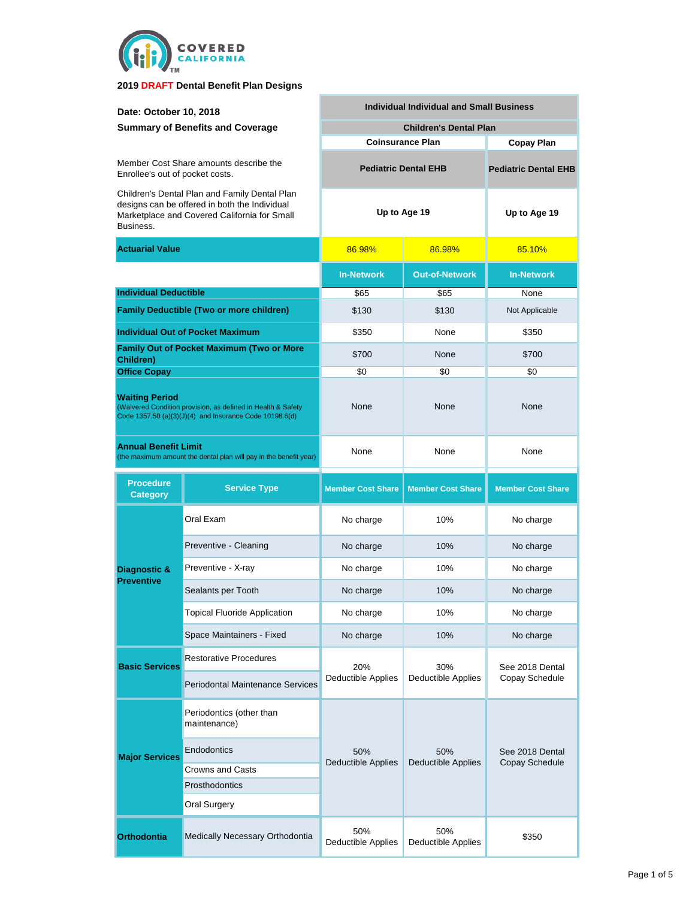COVERED CALIFORNIA™

**2019 DRAFT Dental Benefit Plan Designs**

**Date: October 10, 2018**

**Summary of Benefits and Coverage**

Member Cost Share amounts describe the Enrollee's out of pocket costs.

Children's Dental Plan and Family Dental Plan designs can be offered in both the Individual Marketplace and Covered California for Small Business.

| | | Individual Individual and Small Business | | |
|---|---|---|---|---|
| | | Children's Dental Plan | | |
| | | Coinsurance Plan | | Copay Plan |
| | | Pediatric Dental EHB | | Pediatric Dental EHB |
| | | Up to Age 19 | | Up to Age 19 |
| **Actuarial Value** | | 86.98% | 86.98% | 85.10% |
| | | **In-Network** | **Out-of-Network** | **In-Network** |
| **Individual Deductible** | | $65 | $65 | None |
| **Family Deductible (Two or more children)** | | $130 | $130 | Not Applicable |
| **Individual Out of Pocket Maximum** | | $350 | None | $350 |
| **Family Out of Pocket Maximum (Two or More Children)** | | $700 | None | $700 |
| **Office Copay** | | $0 | $0 | $0 |
| **Waiting Period** (Waivered Condition provision, as defined in Health & Safety Code 1357.50 (a)(3)(J)(4) and Insurance Code 10198.6(d) | | None | None | None |
| **Annual Benefit Limit** (the maximum amount the dental plan will pay in the benefit year) | | None | None | None |
| **Procedure Category** | **Service Type** | **Member Cost Share** | **Member Cost Share** | **Member Cost Share** |
| **Diagnostic & Preventive** | Oral Exam | No charge | 10% | No charge |
| | Preventive - Cleaning | No charge | 10% | No charge |
| | Preventive - X-ray | No charge | 10% | No charge |
| | Sealants per Tooth | No charge | 10% | No charge |
| | Topical Fluoride Application | No charge | 10% | No charge |
| | Space Maintainers - Fixed | No charge | 10% | No charge |
| **Basic Services** | Restorative Procedures | 20% Deductible Applies | 30% Deductible Applies | See 2018 Dental Copay Schedule |
| | Periodontal Maintenance Services | | | |
| **Major Services** | Periodontics (other than maintenance) | 50% Deductible Applies | 50% Deductible Applies | See 2018 Dental Copay Schedule |
| | Endodontics | | | |
| | Crowns and Casts | | | |
| | Prosthodontics | | | |
| | Oral Surgery | | | |
| **Orthodontia** | Medically Necessary Orthodontia | 50% Deductible Applies | 50% Deductible Applies | $350 |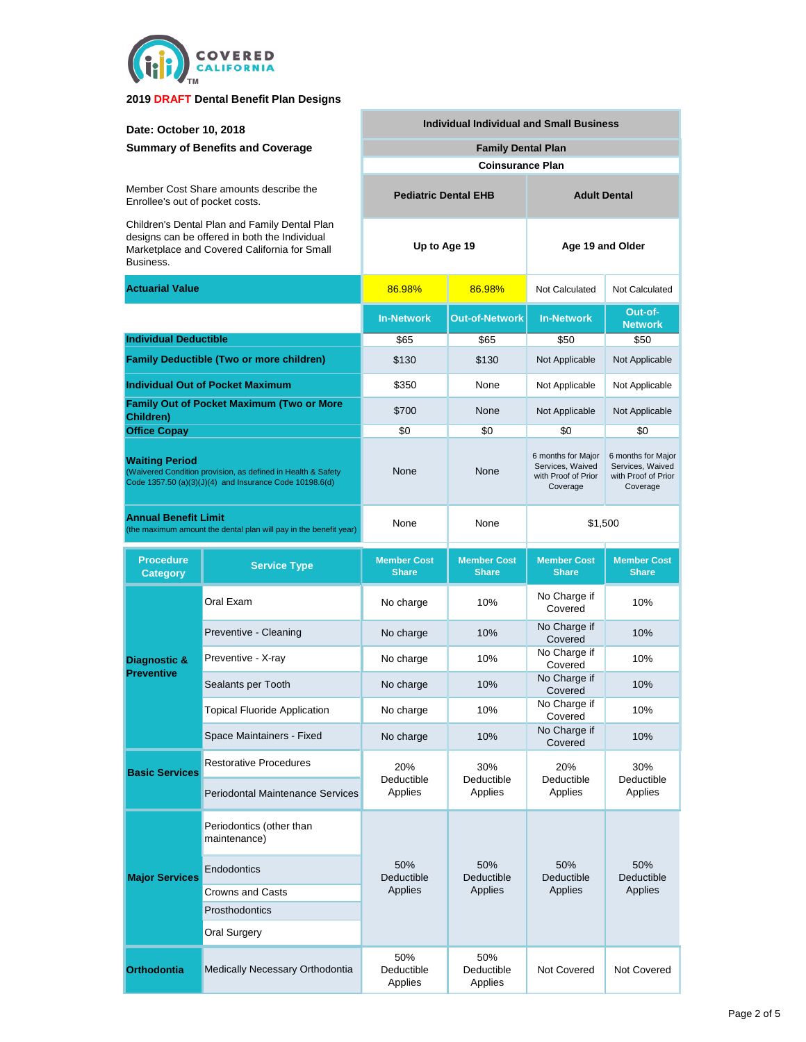COVERED CALIFORNIA

**2019 DRAFT Dental Benefit Plan Designs**

**Date: October 10, 2018**

**Summary of Benefits and Coverage**

Member Cost Share amounts describe the Enrollee's out of pocket costs.

Children's Dental Plan and Family Dental Plan designs can be offered in both the Individual Marketplace and Covered California for Small Business.

| | | Individual Individual and Small Business | | | |
|---|---|---|---|---|---|
| | | Family Dental Plan | | | |
| | | Coinsurance Plan | | | |
| | | Pediatric Dental EHB | | Adult Dental | |
| | | Up to Age 19 | | Age 19 and Older | |
| **Actuarial Value** | | 86.98% | 86.98% | Not Calculated | Not Calculated |
| | | **In-Network** | **Out-of-Network** | **In-Network** | **Out-of-Network** |
| **Individual Deductible** | | $65 | $65 | $50 | $50 |
| **Family Deductible (Two or more children)** | | $130 | $130 | Not Applicable | Not Applicable |
| **Individual Out of Pocket Maximum** | | $350 | None | Not Applicable | Not Applicable |
| **Family Out of Pocket Maximum (Two or More Children)** | | $700 | None | Not Applicable | Not Applicable |
| **Office Copay** | | $0 | $0 | $0 | $0 |
| **Waiting Period** (Waivered Condition provision, as defined in Health & Safety Code 1357.50 (a)(3)(J)(4) and Insurance Code 10198.6(d) | | None | None | 6 months for Major Services, Waived with Proof of Prior Coverage | 6 months for Major Services, Waived with Proof of Prior Coverage |
| **Annual Benefit Limit** (the maximum amount the dental plan will pay in the benefit year) | | None | None | $1,500 | |
| **Procedure Category** | **Service Type** | **Member Cost Share** | **Member Cost Share** | **Member Cost Share** | **Member Cost Share** |
| **Diagnostic & Preventive** | Oral Exam | No charge | 10% | No Charge if Covered | 10% |
| | Preventive - Cleaning | No charge | 10% | No Charge if Covered | 10% |
| | Preventive - X-ray | No charge | 10% | No Charge if Covered | 10% |
| | Sealants per Tooth | No charge | 10% | No Charge if Covered | 10% |
| | Topical Fluoride Application | No charge | 10% | No Charge if Covered | 10% |
| | Space Maintainers - Fixed | No charge | 10% | No Charge if Covered | 10% |
| **Basic Services** | Restorative Procedures | 20% Deductible Applies | 30% Deductible Applies | 20% Deductible Applies | 30% Deductible Applies |
| | Periodontal Maintenance Services | | | | |
| **Major Services** | Periodontics (other than maintenance) | 50% Deductible Applies | 50% Deductible Applies | 50% Deductible Applies | 50% Deductible Applies |
| | Endodontics | | | | |
| | Crowns and Casts | | | | |
| | Prosthodontics | | | | |
| | Oral Surgery | | | | |
| **Orthodontia** | Medically Necessary Orthodontia | 50% Deductible Applies | 50% Deductible Applies | Not Covered | Not Covered |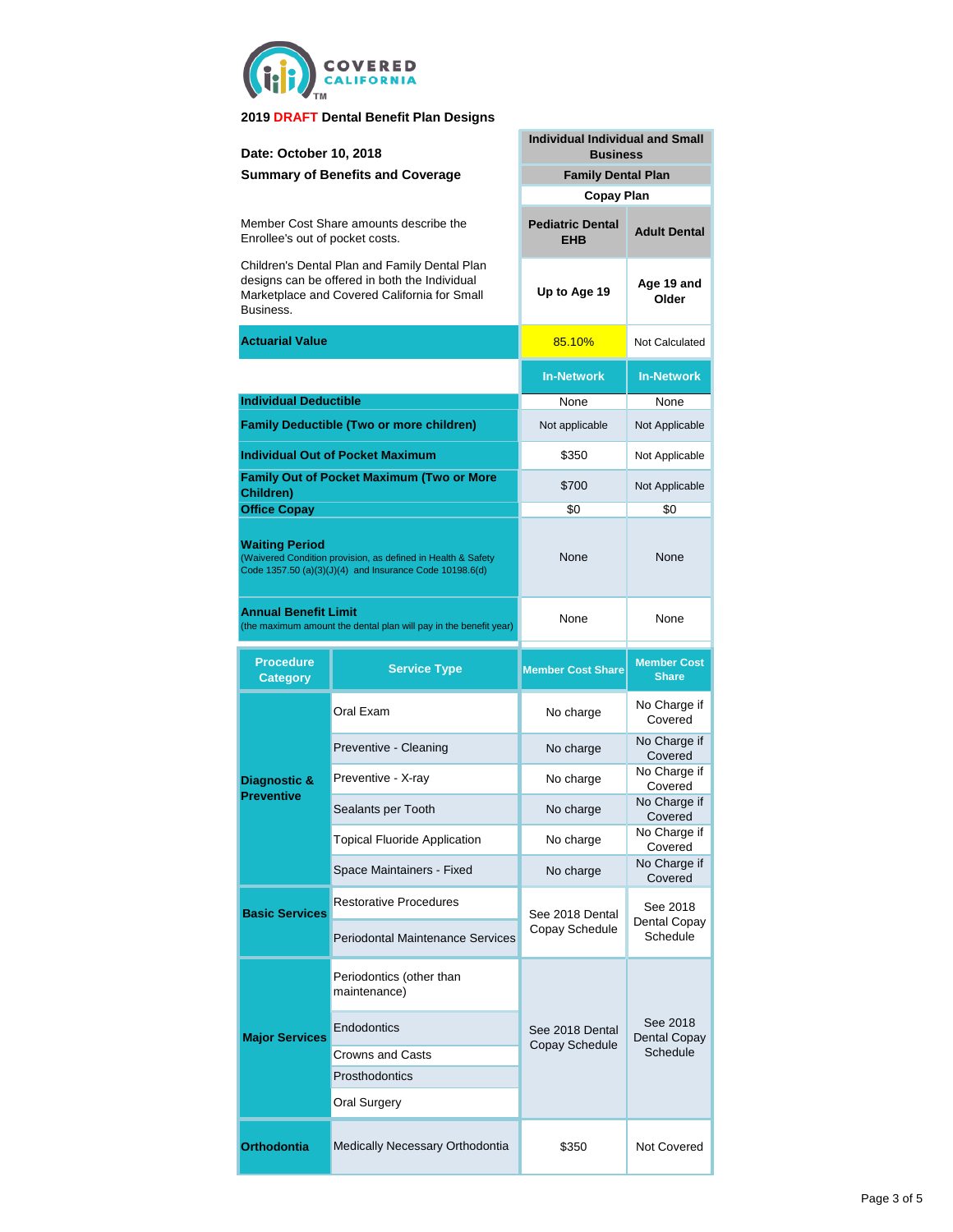**2019 DRAFT Dental Benefit Plan Designs**

**Date: October 10, 2018**

**Summary of Benefits and Coverage**

Member Cost Share amounts describe the Enrollee's out of pocket costs.

Children's Dental Plan and Family Dental Plan designs can be offered in both the Individual Marketplace and Covered California for Small Business.

| | | Individual Individual and Small Business – Family Dental Plan – Copay Plan | |
|---|---|---|---|
| | | **Pediatric Dental EHB** | **Adult Dental** |
| | | **Up to Age 19** | **Age 19 and Older** |
| **Actuarial Value** | | 85.10% | Not Calculated |
| | | **In-Network** | **In-Network** |
| **Individual Deductible** | | None | None |
| **Family Deductible (Two or more children)** | | Not applicable | Not Applicable |
| **Individual Out of Pocket Maximum** | | $350 | Not Applicable |
| **Family Out of Pocket Maximum (Two or More Children)** | | $700 | Not Applicable |
| **Office Copay** | | $0 | $0 |
| **Waiting Period** (Waivered Condition provision, as defined in Health & Safety Code 1357.50 (a)(3)(J)(4) and Insurance Code 10198.6(d) | | None | None |
| **Annual Benefit Limit** (the maximum amount the dental plan will pay in the benefit year) | | None | None |
| **Procedure Category** | **Service Type** | **Member Cost Share** | **Member Cost Share** |
| **Diagnostic & Preventive** | Oral Exam | No charge | No Charge if Covered |
| | Preventive - Cleaning | No charge | No Charge if Covered |
| | Preventive - X-ray | No charge | No Charge if Covered |
| | Sealants per Tooth | No charge | No Charge if Covered |
| | Topical Fluoride Application | No charge | No Charge if Covered |
| | Space Maintainers - Fixed | No charge | No Charge if Covered |
| **Basic Services** | Restorative Procedures | See 2018 Dental Copay Schedule | See 2018 Dental Copay Schedule |
| | Periodontal Maintenance Services | | |
| **Major Services** | Periodontics (other than maintenance) | See 2018 Dental Copay Schedule | See 2018 Dental Copay Schedule |
| | Endodontics | | |
| | Crowns and Casts | | |
| | Prosthodontics | | |
| | Oral Surgery | | |
| **Orthodontia** | Medically Necessary Orthodontia | $350 | Not Covered |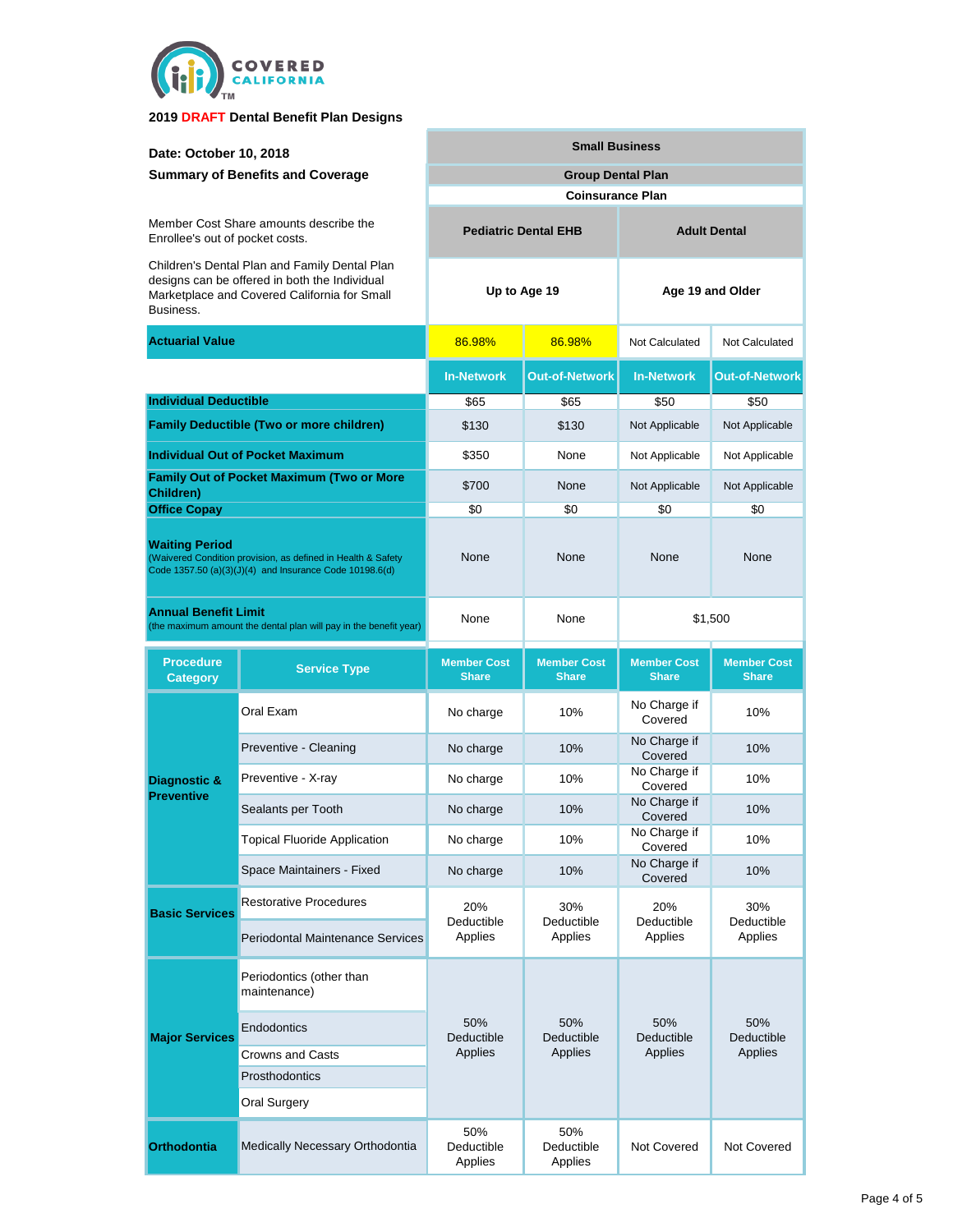COVERED CALIFORNIA™

**2019 DRAFT Dental Benefit Plan Designs**

**Date: October 10, 2018**

**Summary of Benefits and Coverage**

Member Cost Share amounts describe the Enrollee's out of pocket costs.

Children's Dental Plan and Family Dental Plan designs can be offered in both the Individual Marketplace and Covered California for Small Business.

| | | Small Business | | | |
|---|---|---|---|---|---|
| | | Group Dental Plan | | | |
| | | Coinsurance Plan | | | |
| | | Pediatric Dental EHB | | Adult Dental | |
| | | Up to Age 19 | | Age 19 and Older | |
| **Actuarial Value** | | 86.98% | 86.98% | Not Calculated | Not Calculated |
| | | **In-Network** | **Out-of-Network** | **In-Network** | **Out-of-Network** |
| **Individual Deductible** | | $65 | $65 | $50 | $50 |
| **Family Deductible (Two or more children)** | | $130 | $130 | Not Applicable | Not Applicable |
| **Individual Out of Pocket Maximum** | | $350 | None | Not Applicable | Not Applicable |
| **Family Out of Pocket Maximum (Two or More Children)** | | $700 | None | Not Applicable | Not Applicable |
| **Office Copay** | | $0 | $0 | $0 | $0 |
| **Waiting Period** (Waivered Condition provision, as defined in Health & Safety Code 1357.50 (a)(3)(J)(4) and Insurance Code 10198.6(d) | | None | None | None | None |
| **Annual Benefit Limit** (the maximum amount the dental plan will pay in the benefit year) | | None | None | $1,500 | |
| **Procedure Category** | **Service Type** | **Member Cost Share** | **Member Cost Share** | **Member Cost Share** | **Member Cost Share** |
| **Diagnostic & Preventive** | Oral Exam | No charge | 10% | No Charge if Covered | 10% |
| | Preventive - Cleaning | No charge | 10% | No Charge if Covered | 10% |
| | Preventive - X-ray | No charge | 10% | No Charge if Covered | 10% |
| | Sealants per Tooth | No charge | 10% | No Charge if Covered | 10% |
| | Topical Fluoride Application | No charge | 10% | No Charge if Covered | 10% |
| | Space Maintainers - Fixed | No charge | 10% | No Charge if Covered | 10% |
| **Basic Services** | Restorative Procedures | 20% Deductible Applies | 30% Deductible Applies | 20% Deductible Applies | 30% Deductible Applies |
| | Periodontal Maintenance Services | | | | |
| **Major Services** | Periodontics (other than maintenance) | 50% Deductible Applies | 50% Deductible Applies | 50% Deductible Applies | 50% Deductible Applies |
| | Endodontics | | | | |
| | Crowns and Casts | | | | |
| | Prosthodontics | | | | |
| | Oral Surgery | | | | |
| **Orthodontia** | Medically Necessary Orthodontia | 50% Deductible Applies | 50% Deductible Applies | Not Covered | Not Covered |